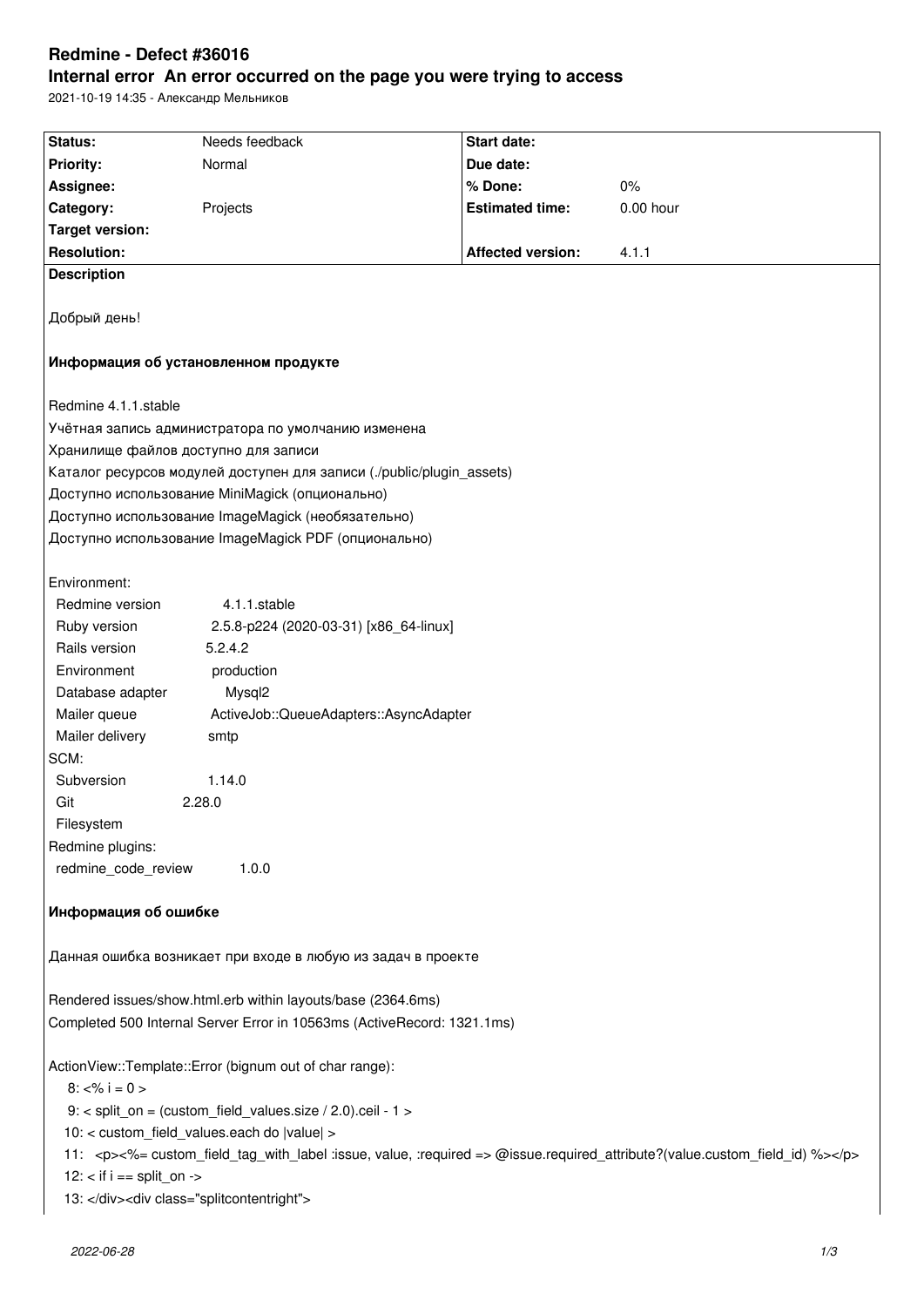# Redmine - Defect #36016

## Internal error An error occurred on the page you were trying to access

2021-10-19 14:35 - Александр Мельников

| | | | |
|---|---|---|---|
| **Status:** | Needs feedback | **Start date:** | |
| **Priority:** | Normal | **Due date:** | |
| **Assignee:** | | **% Done:** | 0% |
| **Category:** | Projects | **Estimated time:** | 0.00 hour |
| **Target version:** | | | |
| **Resolution:** | | **Affected version:** | 4.1.1 |

**Description**

Добрый день!

**Информация об установленном продукте**

Redmine 4.1.1.stable
Учётная запись администратора по умолчанию изменена
Хранилище файлов доступно для записи
Каталог ресурсов модулей доступен для записи (./public/plugin_assets)
Доступно использование MiniMagick (опционально)
Доступно использование ImageMagick (необязательно)
Доступно использование ImageMagick PDF (опционально)

```
Environment:
  Redmine version           4.1.1.stable
  Ruby version              2.5.8-p224 (2020-03-31) [x86_64-linux]
  Rails version             5.2.4.2
  Environment               production
  Database adapter          Mysql2
  Mailer queue              ActiveJob::QueueAdapters::AsyncAdapter
  Mailer delivery           smtp
SCM:
  Subversion                1.14.0
  Git                       2.28.0
  Filesystem
Redmine plugins:
  redmine_code_review       1.0.0
```

**Информация об ошибке**

Данная ошибка возникает при входе в любую из задач в проекте

```
Rendered issues/show.html.erb within layouts/base (2364.6ms)
Completed 500 Internal Server Error in 10563ms (ActiveRecord: 1321.1ms)

ActionView::Template::Error (bignum out of char range):
    8: <% i = 0 >
    9: < split_on = (custom_field_values.size / 2.0).ceil - 1 >
   10: < custom_field_values.each do |value| >
   11:   <p><%= custom_field_tag_with_label :issue, value, :required => @issue.required_attribute?(value.custom_field_id) %></p>
   12: < if i == split_on ->
   13: </div><div class="splitcontentright">
```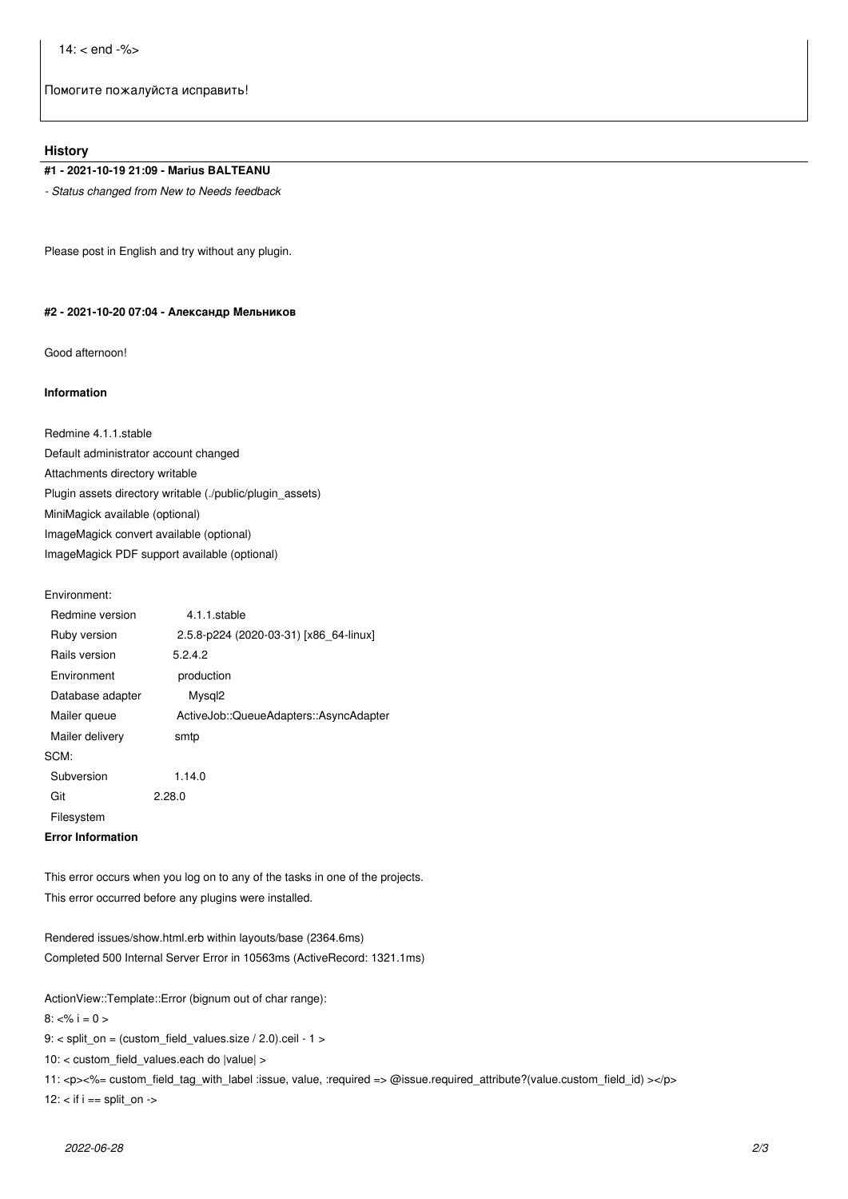14: < end -%>

Помогите пожалуйста исправить!

## History

### #1 - 2021-10-19 21:09 - Marius BALTEANU

*- Status changed from New to Needs feedback*

Please post in English and try without any plugin.

### #2 - 2021-10-20 07:04 - Александр Мельников

Good afternoon!

**Information**

Redmine 4.1.1.stable
Default administrator account changed
Attachments directory writable
Plugin assets directory writable (./public/plugin_assets)
MiniMagick available (optional)
ImageMagick convert available (optional)
ImageMagick PDF support available (optional)

Environment:

| | |
|---|---|
| Redmine version | 4.1.1.stable |
| Ruby version | 2.5.8-p224 (2020-03-31) [x86_64-linux] |
| Rails version | 5.2.4.2 |
| Environment | production |
| Database adapter | Mysql2 |
| Mailer queue | ActiveJob::QueueAdapters::AsyncAdapter |
| Mailer delivery | smtp |

SCM:

| | |
|---|---|
| Subversion | 1.14.0 |
| Git | 2.28.0 |
| Filesystem | |

**Error Information**

This error occurs when you log on to any of the tasks in one of the projects.
This error occurred before any plugins were installed.

Rendered issues/show.html.erb within layouts/base (2364.6ms)
Completed 500 Internal Server Error in 10563ms (ActiveRecord: 1321.1ms)

ActionView::Template::Error (bignum out of char range):
8: <% i = 0 >
9: < split_on = (custom_field_values.size / 2.0).ceil - 1 >
10: < custom_field_values.each do |value| >
11: <p><%= custom_field_tag_with_label :issue, value, :required => @issue.required_attribute?(value.custom_field_id) ></p>
12: < if i == split_on ->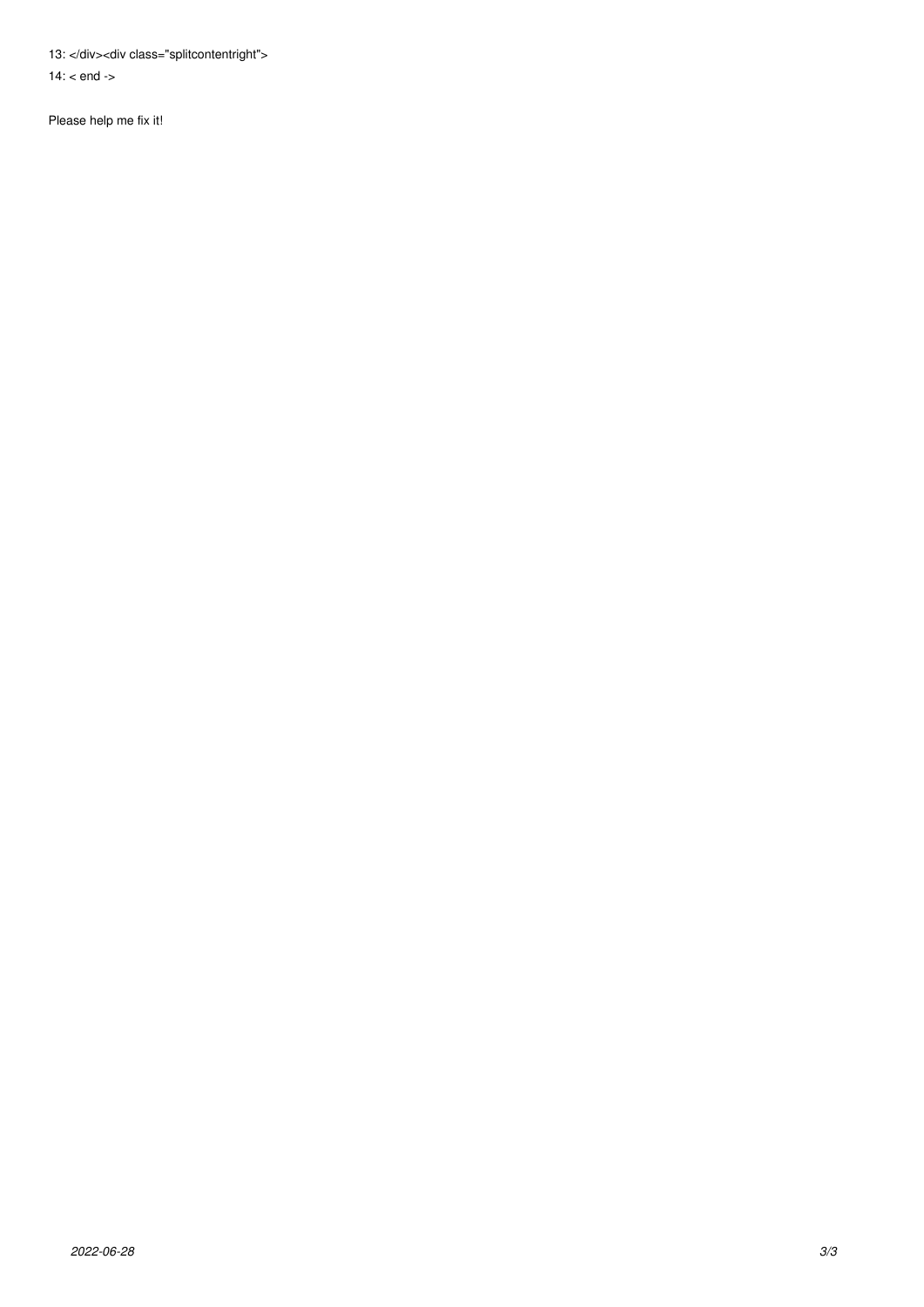13: </div><div class="splitcontentright">

14: < end ->

Please help me fix it!